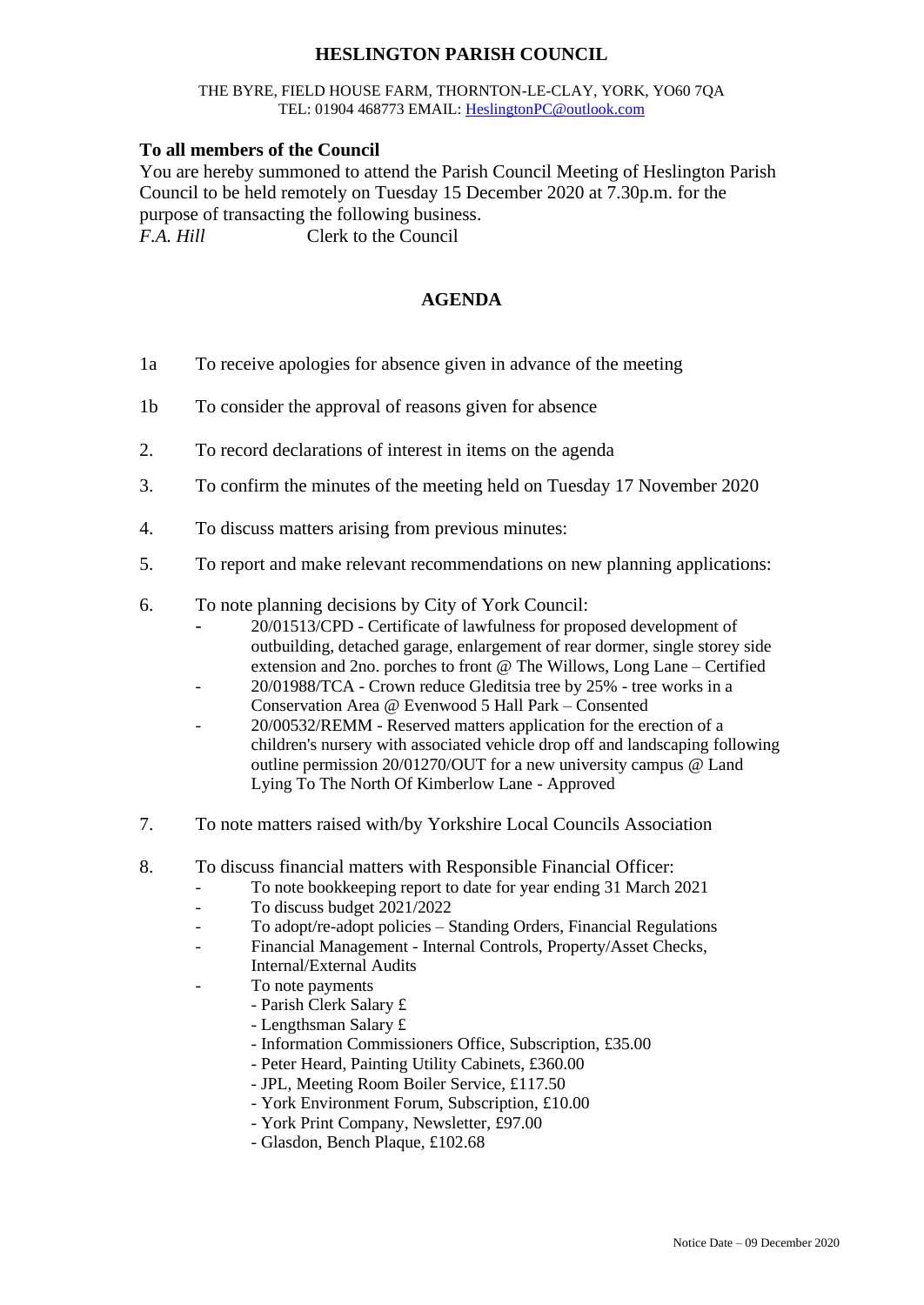# HESLINGTON PARISH COUNCIL

THE BYRE, FIELD HOUSE FARM, THORNTON-LE-CLAY, YORK, YO60 7QA
TEL: 01904 468773 EMAIL: HeslingtonPC@outlook.com

**To all members of the Council**

You are hereby summoned to attend the Parish Council Meeting of Heslington Parish Council to be held remotely on Tuesday 15 December 2020 at 7.30p.m. for the purpose of transacting the following business.

*F.A. Hill* Clerk to the Council

## AGENDA

1a To receive apologies for absence given in advance of the meeting

1b To consider the approval of reasons given for absence

2. To record declarations of interest in items on the agenda

3. To confirm the minutes of the meeting held on Tuesday 17 November 2020

4. To discuss matters arising from previous minutes:

5. To report and make relevant recommendations on new planning applications:

6. To note planning decisions by City of York Council:
   - 20/01513/CPD - Certificate of lawfulness for proposed development of outbuilding, detached garage, enlargement of rear dormer, single storey side extension and 2no. porches to front @ The Willows, Long Lane – Certified
   - 20/01988/TCA - Crown reduce Gleditsia tree by 25% - tree works in a Conservation Area @ Evenwood 5 Hall Park – Consented
   - 20/00532/REMM - Reserved matters application for the erection of a children's nursery with associated vehicle drop off and landscaping following outline permission 20/01270/OUT for a new university campus @ Land Lying To The North Of Kimberlow Lane - Approved

7. To note matters raised with/by Yorkshire Local Councils Association

8. To discuss financial matters with Responsible Financial Officer:
   - To note bookkeeping report to date for year ending 31 March 2021
   - To discuss budget 2021/2022
   - To adopt/re-adopt policies – Standing Orders, Financial Regulations
   - Financial Management - Internal Controls, Property/Asset Checks, Internal/External Audits
   - To note payments
     - Parish Clerk Salary £
     - Lengthsman Salary £
     - Information Commissioners Office, Subscription, £35.00
     - Peter Heard, Painting Utility Cabinets, £360.00
     - JPL, Meeting Room Boiler Service, £117.50
     - York Environment Forum, Subscription, £10.00
     - York Print Company, Newsletter, £97.00
     - Glasdon, Bench Plaque, £102.68

Notice Date – 09 December 2020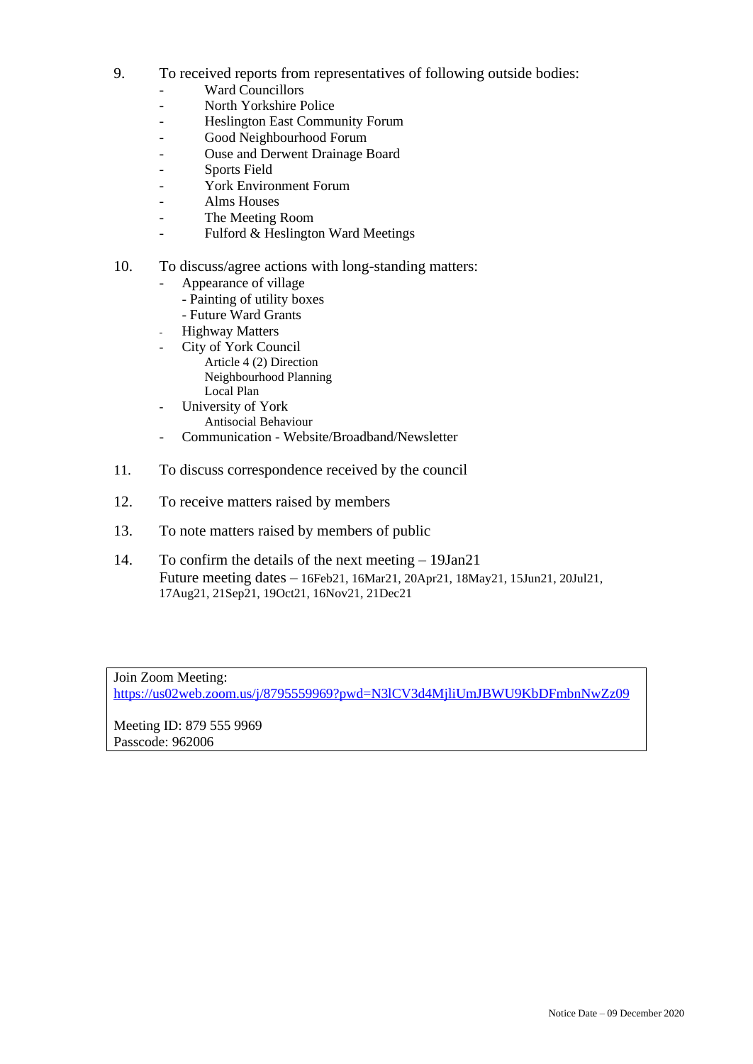9. To received reports from representatives of following outside bodies:
   - Ward Councillors
   - North Yorkshire Police
   - Heslington East Community Forum
   - Good Neighbourhood Forum
   - Ouse and Derwent Drainage Board
   - Sports Field
   - York Environment Forum
   - Alms Houses
   - The Meeting Room
   - Fulford & Heslington Ward Meetings

10. To discuss/agree actions with long-standing matters:
    - Appearance of village
      - Painting of utility boxes
      - Future Ward Grants
    - Highway Matters
    - City of York Council
      - Article 4 (2) Direction
      - Neighbourhood Planning
      - Local Plan
    - University of York
      - Antisocial Behaviour
    - Communication - Website/Broadband/Newsletter

11. To discuss correspondence received by the council

12. To receive matters raised by members

13. To note matters raised by members of public

14. To confirm the details of the next meeting – 19Jan21
    Future meeting dates – 16Feb21, 16Mar21, 20Apr21, 18May21, 15Jun21, 20Jul21, 17Aug21, 21Sep21, 19Oct21, 16Nov21, 21Dec21

Join Zoom Meeting:
https://us02web.zoom.us/j/8795559969?pwd=N3lCV3d4MjliUmJBWU9KbDFmbnNwZz09

Meeting ID: 879 555 9969
Passcode: 962006

Notice Date – 09 December 2020